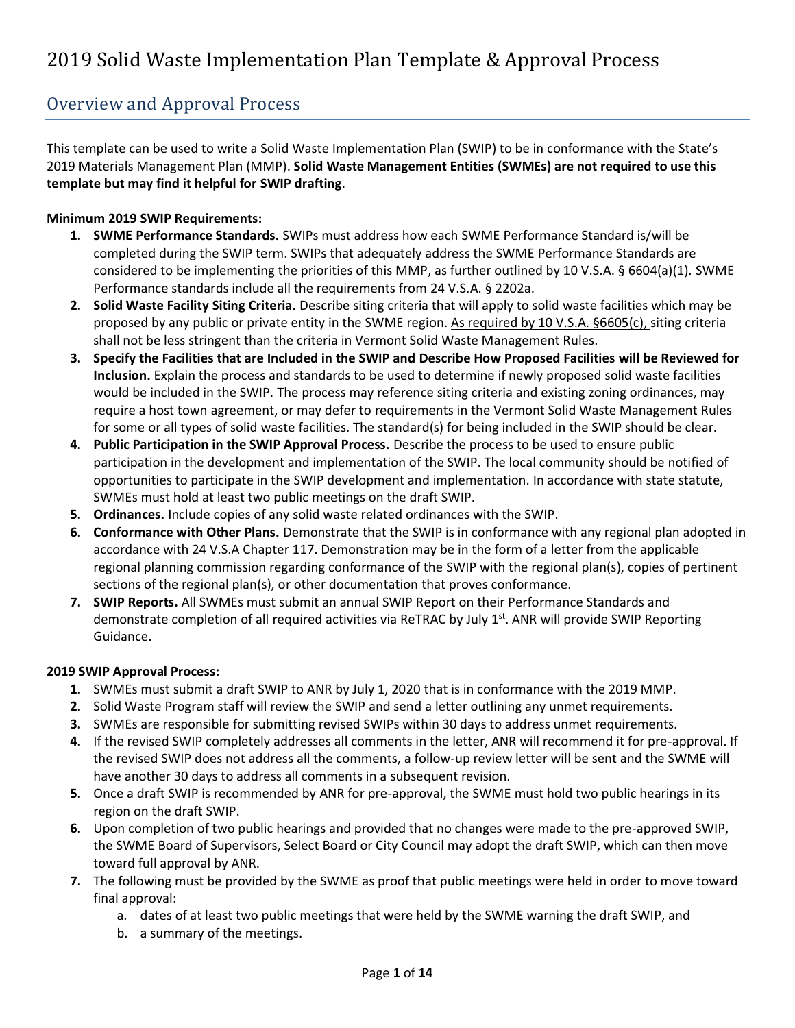# 2019 Solid Waste Implementation Plan Template & Approval Process

## Overview and Approval Process

This template can be used to write a Solid Waste Implementation Plan (SWIP) to be in conformance with the State's 2019 Materials Management Plan (MMP). **Solid Waste Management Entities (SWMEs) are not required to use this template but may find it helpful for SWIP drafting**.

**Minimum 2019 SWIP Requirements:**

1. **SWME Performance Standards.** SWIPs must address how each SWME Performance Standard is/will be completed during the SWIP term. SWIPs that adequately address the SWME Performance Standards are considered to be implementing the priorities of this MMP, as further outlined by 10 V.S.A. § 6604(a)(1). SWME Performance standards include all the requirements from 24 V.S.A. § 2202a.
2. **Solid Waste Facility Siting Criteria.** Describe siting criteria that will apply to solid waste facilities which may be proposed by any public or private entity in the SWME region. As required by 10 V.S.A. §6605(c), siting criteria shall not be less stringent than the criteria in Vermont Solid Waste Management Rules.
3. **Specify the Facilities that are Included in the SWIP and Describe How Proposed Facilities will be Reviewed for Inclusion.** Explain the process and standards to be used to determine if newly proposed solid waste facilities would be included in the SWIP. The process may reference siting criteria and existing zoning ordinances, may require a host town agreement, or may defer to requirements in the Vermont Solid Waste Management Rules for some or all types of solid waste facilities. The standard(s) for being included in the SWIP should be clear.
4. **Public Participation in the SWIP Approval Process.** Describe the process to be used to ensure public participation in the development and implementation of the SWIP. The local community should be notified of opportunities to participate in the SWIP development and implementation. In accordance with state statute, SWMEs must hold at least two public meetings on the draft SWIP.
5. **Ordinances.** Include copies of any solid waste related ordinances with the SWIP.
6. **Conformance with Other Plans.** Demonstrate that the SWIP is in conformance with any regional plan adopted in accordance with 24 V.S.A Chapter 117. Demonstration may be in the form of a letter from the applicable regional planning commission regarding conformance of the SWIP with the regional plan(s), copies of pertinent sections of the regional plan(s), or other documentation that proves conformance.
7. **SWIP Reports.** All SWMEs must submit an annual SWIP Report on their Performance Standards and demonstrate completion of all required activities via ReTRAC by July 1st. ANR will provide SWIP Reporting Guidance.

**2019 SWIP Approval Process:**

1. SWMEs must submit a draft SWIP to ANR by July 1, 2020 that is in conformance with the 2019 MMP.
2. Solid Waste Program staff will review the SWIP and send a letter outlining any unmet requirements.
3. SWMEs are responsible for submitting revised SWIPs within 30 days to address unmet requirements.
4. If the revised SWIP completely addresses all comments in the letter, ANR will recommend it for pre-approval. If the revised SWIP does not address all the comments, a follow-up review letter will be sent and the SWME will have another 30 days to address all comments in a subsequent revision.
5. Once a draft SWIP is recommended by ANR for pre-approval, the SWME must hold two public hearings in its region on the draft SWIP.
6. Upon completion of two public hearings and provided that no changes were made to the pre-approved SWIP, the SWME Board of Supervisors, Select Board or City Council may adopt the draft SWIP, which can then move toward full approval by ANR.
7. The following must be provided by the SWME as proof that public meetings were held in order to move toward final approval:
    a. dates of at least two public meetings that were held by the SWME warning the draft SWIP, and
    b. a summary of the meetings.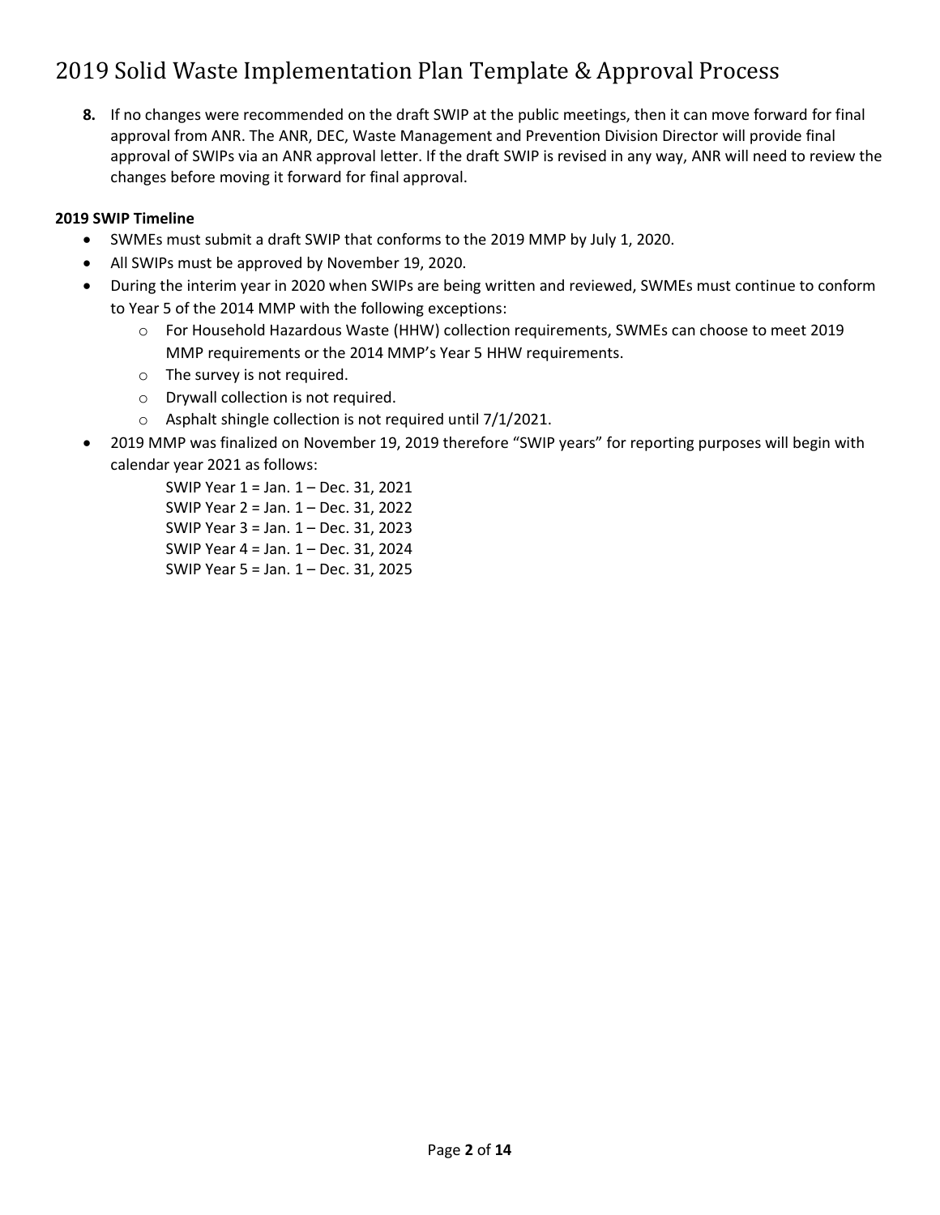8. If no changes were recommended on the draft SWIP at the public meetings, then it can move forward for final approval from ANR. The ANR, DEC, Waste Management and Prevention Division Director will provide final approval of SWIPs via an ANR approval letter. If the draft SWIP is revised in any way, ANR will need to review the changes before moving it forward for final approval.

**2019 SWIP Timeline**

- SWMEs must submit a draft SWIP that conforms to the 2019 MMP by July 1, 2020.
- All SWIPs must be approved by November 19, 2020.
- During the interim year in 2020 when SWIPs are being written and reviewed, SWMEs must continue to conform to Year 5 of the 2014 MMP with the following exceptions:
  - For Household Hazardous Waste (HHW) collection requirements, SWMEs can choose to meet 2019 MMP requirements or the 2014 MMP's Year 5 HHW requirements.
  - The survey is not required.
  - Drywall collection is not required.
  - Asphalt shingle collection is not required until 7/1/2021.
- 2019 MMP was finalized on November 19, 2019 therefore "SWIP years" for reporting purposes will begin with calendar year 2021 as follows:

  SWIP Year 1 = Jan. 1 – Dec. 31, 2021
  SWIP Year 2 = Jan. 1 – Dec. 31, 2022
  SWIP Year 3 = Jan. 1 – Dec. 31, 2023
  SWIP Year 4 = Jan. 1 – Dec. 31, 2024
  SWIP Year 5 = Jan. 1 – Dec. 31, 2025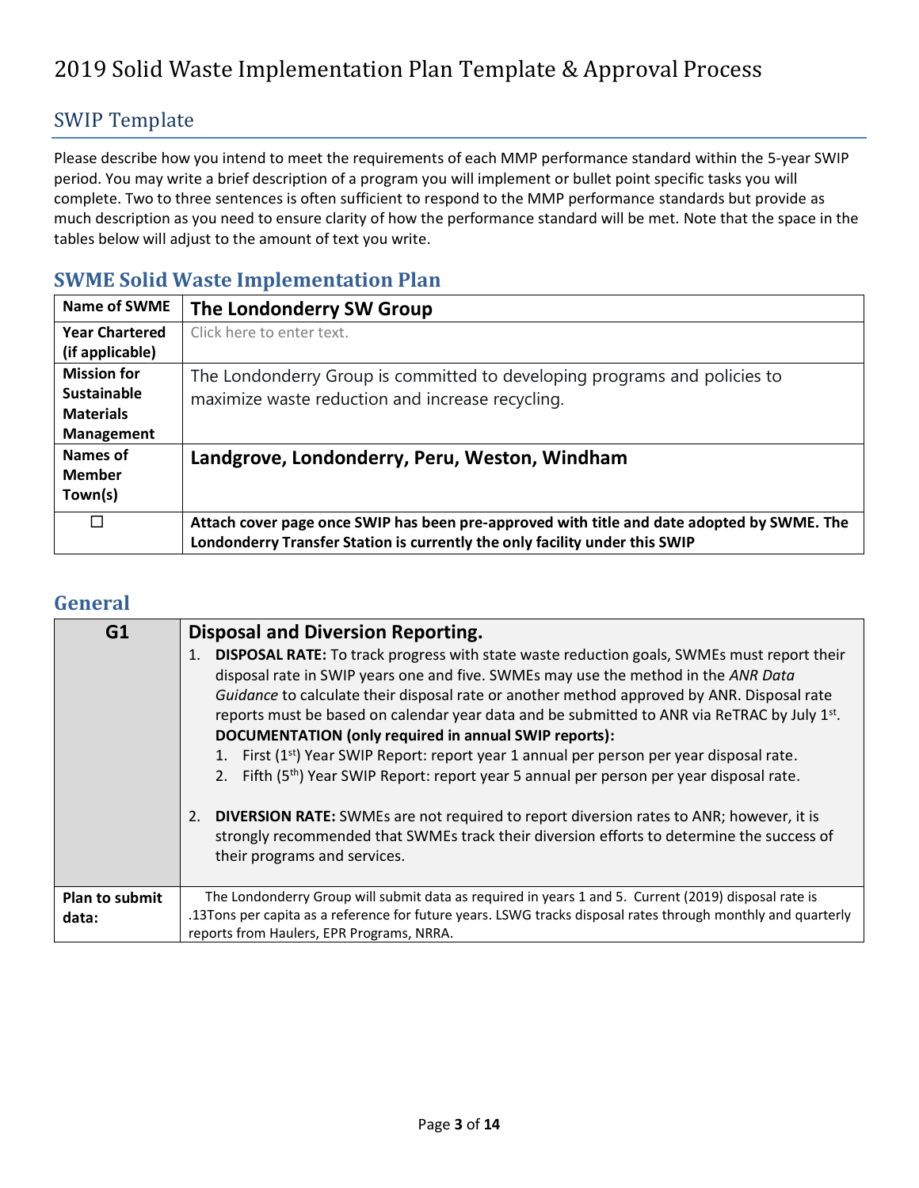# 2019 Solid Waste Implementation Plan Template & Approval Process

## SWIP Template

Please describe how you intend to meet the requirements of each MMP performance standard within the 5-year SWIP period. You may write a brief description of a program you will implement or bullet point specific tasks you will complete. Two to three sentences is often sufficient to respond to the MMP performance standards but provide as much description as you need to ensure clarity of how the performance standard will be met. Note that the space in the tables below will adjust to the amount of text you write.

## SWME Solid Waste Implementation Plan

| **Name of SWME** | **The Londonderry SW Group** |
|---|---|
| **Year Chartered (if applicable)** | Click here to enter text. |
| **Mission for Sustainable Materials Management** | The Londonderry Group is committed to developing programs and policies to maximize waste reduction and increase recycling. |
| **Names of Member Town(s)** | **Landgrove, Londonderry, Peru, Weston, Windham** |
| ☐ | **Attach cover page once SWIP has been pre-approved with title and date adopted by SWME. The Londonderry Transfer Station is currently the only facility under this SWIP** |

## General

| **G1** | **Disposal and Diversion Reporting.**<br>1. **DISPOSAL RATE:** To track progress with state waste reduction goals, SWMEs must report their disposal rate in SWIP years one and five. SWMEs may use the method in the *ANR Data Guidance* to calculate their disposal rate or another method approved by ANR. Disposal rate reports must be based on calendar year data and be submitted to ANR via ReTRAC by July 1st.<br>**DOCUMENTATION (only required in annual SWIP reports):**<br>1. First (1st) Year SWIP Report: report year 1 annual per person per year disposal rate.<br>2. Fifth (5th) Year SWIP Report: report year 5 annual per person per year disposal rate.<br><br>2. **DIVERSION RATE:** SWMEs are not required to report diversion rates to ANR; however, it is strongly recommended that SWMEs track their diversion efforts to determine the success of their programs and services. |
|---|---|
| **Plan to submit data:** | The Londonderry Group will submit data as required in years 1 and 5. Current (2019) disposal rate is .13Tons per capita as a reference for future years. LSWG tracks disposal rates through monthly and quarterly reports from Haulers, EPR Programs, NRRA. |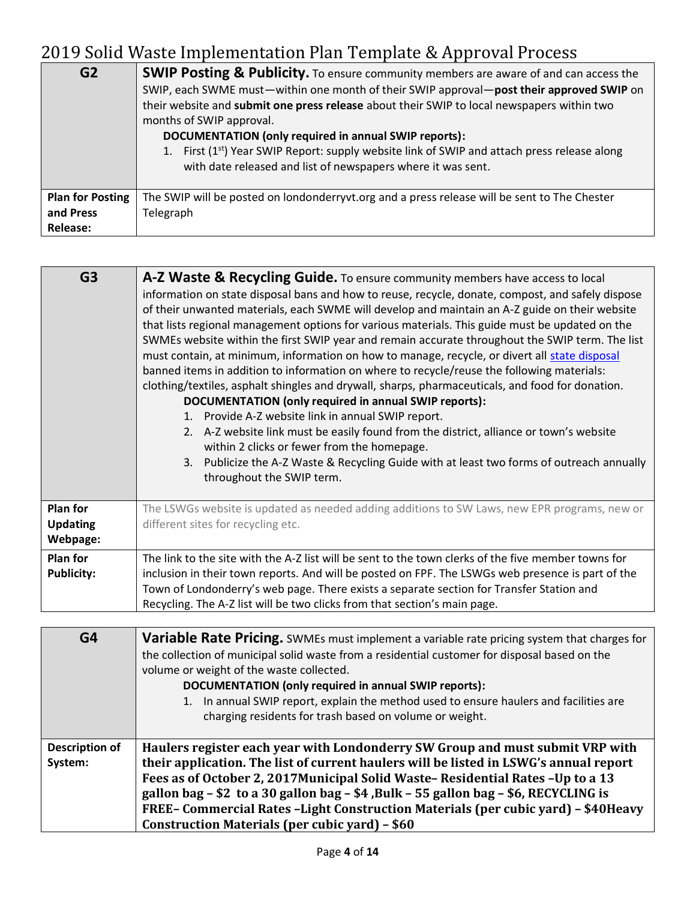| G2 | **SWIP Posting & Publicity.** To ensure community members are aware of and can access the SWIP, each SWME must—within one month of their SWIP approval—**post their approved SWIP** on their website and **submit one press release** about their SWIP to local newspapers within two months of SWIP approval.<br>**DOCUMENTATION (only required in annual SWIP reports):**<br>1. First (1st) Year SWIP Report: supply website link of SWIP and attach press release along with date released and list of newspapers where it was sent. |
|---|---|
| **Plan for Posting and Press Release:** | The SWIP will be posted on londonderryvt.org and a press release will be sent to The Chester Telegraph |

| G3 | **A-Z Waste & Recycling Guide.** To ensure community members have access to local information on state disposal bans and how to reuse, recycle, donate, compost, and safely dispose of their unwanted materials, each SWME will develop and maintain an A-Z guide on their website that lists regional management options for various materials. This guide must be updated on the SWMEs website within the first SWIP year and remain accurate throughout the SWIP term. The list must contain, at minimum, information on how to manage, recycle, or divert all state disposal banned items in addition to information on where to recycle/reuse the following materials: clothing/textiles, asphalt shingles and drywall, sharps, pharmaceuticals, and food for donation.<br>**DOCUMENTATION (only required in annual SWIP reports):**<br>1. Provide A-Z website link in annual SWIP report.<br>2. A-Z website link must be easily found from the district, alliance or town's website within 2 clicks or fewer from the homepage.<br>3. Publicize the A-Z Waste & Recycling Guide with at least two forms of outreach annually throughout the SWIP term. |
|---|---|
| **Plan for Updating Webpage:** | The LSWGs website is updated as needed adding additions to SW Laws, new EPR programs, new or different sites for recycling etc. |
| **Plan for Publicity:** | The link to the site with the A-Z list will be sent to the town clerks of the five member towns for inclusion in their town reports. And will be posted on FPF. The LSWGs web presence is part of the Town of Londonderry's web page. There exists a separate section for Transfer Station and Recycling. The A-Z list will be two clicks from that section's main page. |

| G4 | **Variable Rate Pricing.** SWMEs must implement a variable rate pricing system that charges for the collection of municipal solid waste from a residential customer for disposal based on the volume or weight of the waste collected.<br>**DOCUMENTATION (only required in annual SWIP reports):**<br>1. In annual SWIP report, explain the method used to ensure haulers and facilities are charging residents for trash based on volume or weight. |
|---|---|
| **Description of System:** | **Haulers register each year with Londonderry SW Group and must submit VRP with their application. The list of current haulers will be listed in LSWG's annual report Fees as of October 2, 2017Municipal Solid Waste– Residential Rates –Up to a 13 gallon bag – $2 to a 30 gallon bag – $4 ,Bulk – 55 gallon bag – $6, RECYCLING is FREE– Commercial Rates –Light Construction Materials (per cubic yard) – $40Heavy Construction Materials (per cubic yard) – $60** |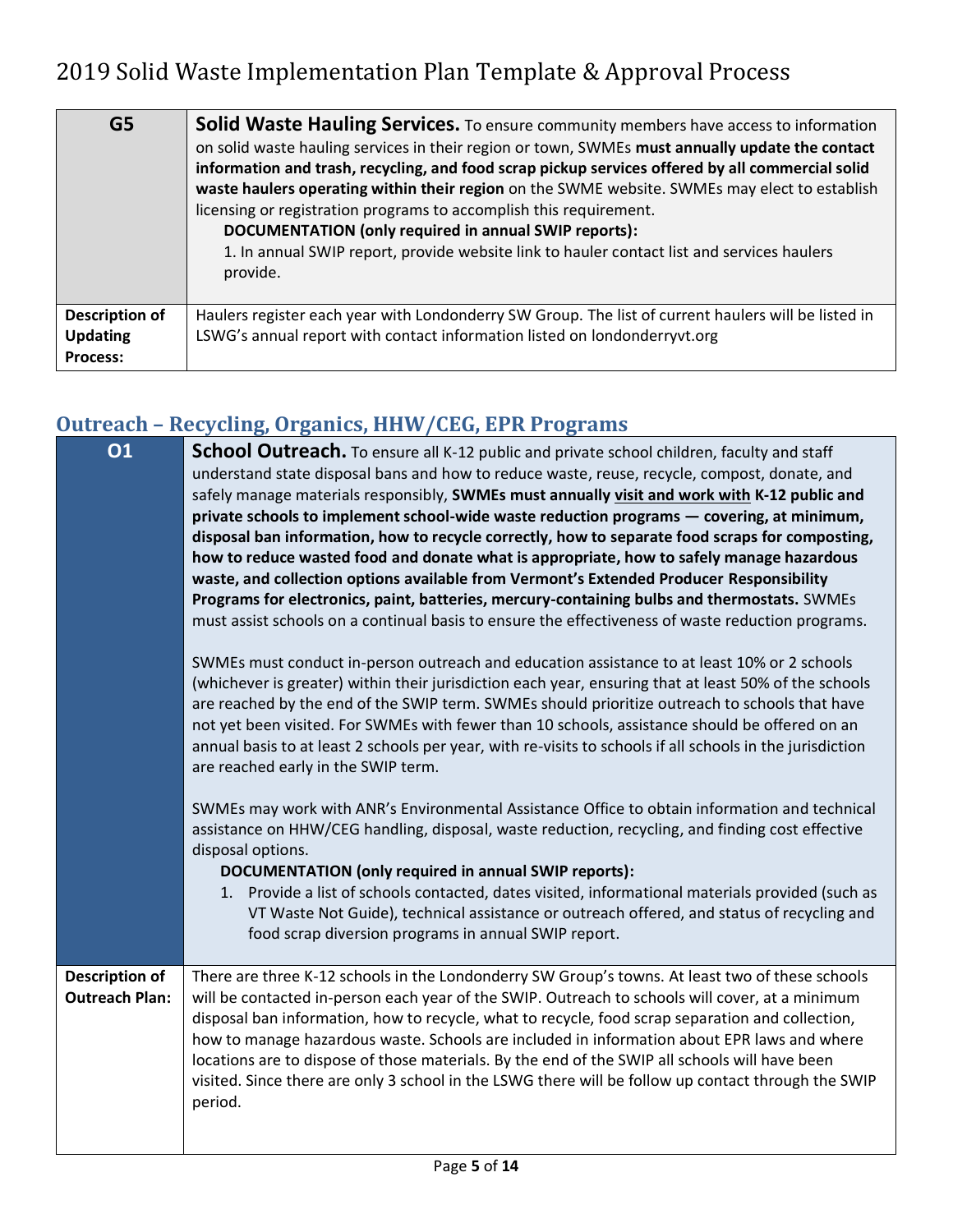| G5 | **Solid Waste Hauling Services.** To ensure community members have access to information on solid waste hauling services in their region or town, SWMEs **must annually update the contact information and trash, recycling, and food scrap pickup services offered by all commercial solid waste haulers operating within their region** on the SWME website. SWMEs may elect to establish licensing or registration programs to accomplish this requirement.<br>**DOCUMENTATION (only required in annual SWIP reports):**<br>1. In annual SWIP report, provide website link to hauler contact list and services haulers provide. |
|---|---|
| **Description of Updating Process:** | Haulers register each year with Londonderry SW Group. The list of current haulers will be listed in LSWG's annual report with contact information listed on londonderryvt.org |

## Outreach – Recycling, Organics, HHW/CEG, EPR Programs

| O1 | **School Outreach.** To ensure all K-12 public and private school children, faculty and staff understand state disposal bans and how to reduce waste, reuse, recycle, compost, donate, and safely manage materials responsibly, **SWMEs must annually <u>visit and work with</u> K-12 public and private schools to implement school-wide waste reduction programs — covering, at minimum, disposal ban information, how to recycle correctly, how to separate food scraps for composting, how to reduce wasted food and donate what is appropriate, how to safely manage hazardous waste, and collection options available from Vermont's Extended Producer Responsibility Programs for electronics, paint, batteries, mercury-containing bulbs and thermostats.** SWMEs must assist schools on a continual basis to ensure the effectiveness of waste reduction programs.<br><br>SWMEs must conduct in-person outreach and education assistance to at least 10% or 2 schools (whichever is greater) within their jurisdiction each year, ensuring that at least 50% of the schools are reached by the end of the SWIP term. SWMEs should prioritize outreach to schools that have not yet been visited. For SWMEs with fewer than 10 schools, assistance should be offered on an annual basis to at least 2 schools per year, with re-visits to schools if all schools in the jurisdiction are reached early in the SWIP term.<br><br>SWMEs may work with ANR's Environmental Assistance Office to obtain information and technical assistance on HHW/CEG handling, disposal, waste reduction, recycling, and finding cost effective disposal options.<br>**DOCUMENTATION (only required in annual SWIP reports):**<br>1. Provide a list of schools contacted, dates visited, informational materials provided (such as VT Waste Not Guide), technical assistance or outreach offered, and status of recycling and food scrap diversion programs in annual SWIP report. |
|---|---|
| **Description of Outreach Plan:** | There are three K-12 schools in the Londonderry SW Group's towns. At least two of these schools will be contacted in-person each year of the SWIP. Outreach to schools will cover, at a minimum disposal ban information, how to recycle, what to recycle, food scrap separation and collection, how to manage hazardous waste. Schools are included in information about EPR laws and where locations are to dispose of those materials. By the end of the SWIP all schools will have been visited. Since there are only 3 school in the LSWG there will be follow up contact through the SWIP period. |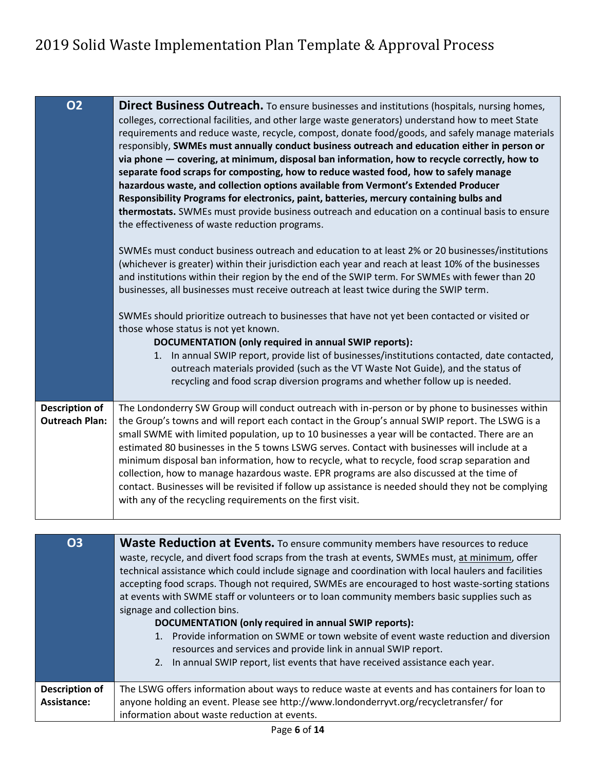| O2 | **Direct Business Outreach.** To ensure businesses and institutions (hospitals, nursing homes, colleges, correctional facilities, and other large waste generators) understand how to meet State requirements and reduce waste, recycle, compost, donate food/goods, and safely manage materials responsibly, **SWMEs must annually conduct business outreach and education either in person or via phone — covering, at minimum, disposal ban information, how to recycle correctly, how to separate food scraps for composting, how to reduce wasted food, how to safely manage hazardous waste, and collection options available from Vermont's Extended Producer Responsibility Programs for electronics, paint, batteries, mercury containing bulbs and thermostats.** SWMEs must provide business outreach and education on a continual basis to ensure the effectiveness of waste reduction programs.<br><br>SWMEs must conduct business outreach and education to at least 2% or 20 businesses/institutions (whichever is greater) within their jurisdiction each year and reach at least 10% of the businesses and institutions within their region by the end of the SWIP term. For SWMEs with fewer than 20 businesses, all businesses must receive outreach at least twice during the SWIP term.<br><br>SWMEs should prioritize outreach to businesses that have not yet been contacted or visited or those whose status is not yet known.<br>**DOCUMENTATION (only required in annual SWIP reports):**<br>1. In annual SWIP report, provide list of businesses/institutions contacted, date contacted, outreach materials provided (such as the VT Waste Not Guide), and the status of recycling and food scrap diversion programs and whether follow up is needed. |
|---|---|
| **Description of Outreach Plan:** | The Londonderry SW Group will conduct outreach with in-person or by phone to businesses within the Group's towns and will report each contact in the Group's annual SWIP report. The LSWG is a small SWME with limited population, up to 10 businesses a year will be contacted. There are an estimated 80 businesses in the 5 towns LSWG serves. Contact with businesses will include at a minimum disposal ban information, how to recycle, what to recycle, food scrap separation and collection, how to manage hazardous waste. EPR programs are also discussed at the time of contact. Businesses will be revisited if follow up assistance is needed should they not be complying with any of the recycling requirements on the first visit. |

| O3 | **Waste Reduction at Events.** To ensure community members have resources to reduce waste, recycle, and divert food scraps from the trash at events, SWMEs must, at minimum, offer technical assistance which could include signage and coordination with local haulers and facilities accepting food scraps. Though not required, SWMEs are encouraged to host waste-sorting stations at events with SWME staff or volunteers or to loan community members basic supplies such as signage and collection bins.<br>**DOCUMENTATION (only required in annual SWIP reports):**<br>1. Provide information on SWME or town website of event waste reduction and diversion resources and services and provide link in annual SWIP report.<br>2. In annual SWIP report, list events that have received assistance each year. |
|---|---|
| **Description of Assistance:** | The LSWG offers information about ways to reduce waste at events and has containers for loan to anyone holding an event. Please see http://www.londonderryvt.org/recycletransfer/ for information about waste reduction at events. |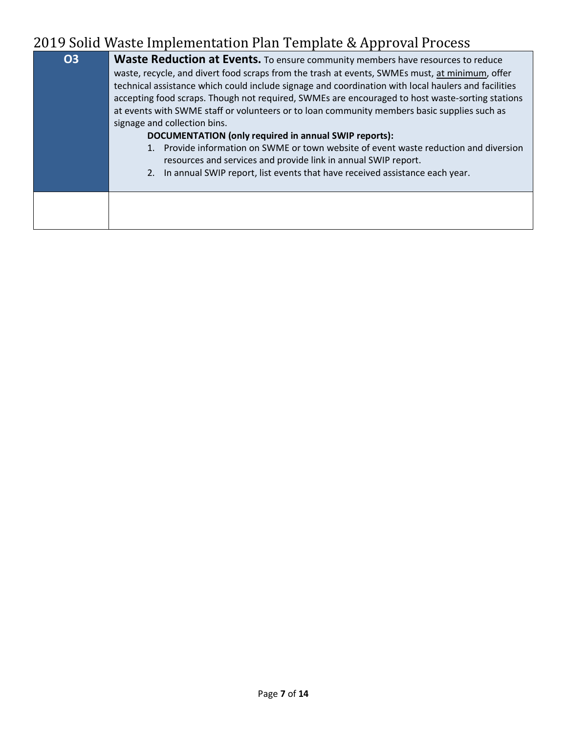| O3 | **Waste Reduction at Events.** To ensure community members have resources to reduce waste, recycle, and divert food scraps from the trash at events, SWMEs must, <u>at minimum</u>, offer technical assistance which could include signage and coordination with local haulers and facilities accepting food scraps. Though not required, SWMEs are encouraged to host waste-sorting stations at events with SWME staff or volunteers or to loan community members basic supplies such as signage and collection bins.<br>**DOCUMENTATION (only required in annual SWIP reports):**<br>1. Provide information on SWME or town website of event waste reduction and diversion resources and services and provide link in annual SWIP report.<br>2. In annual SWIP report, list events that have received assistance each year. |
|---|---|
| | |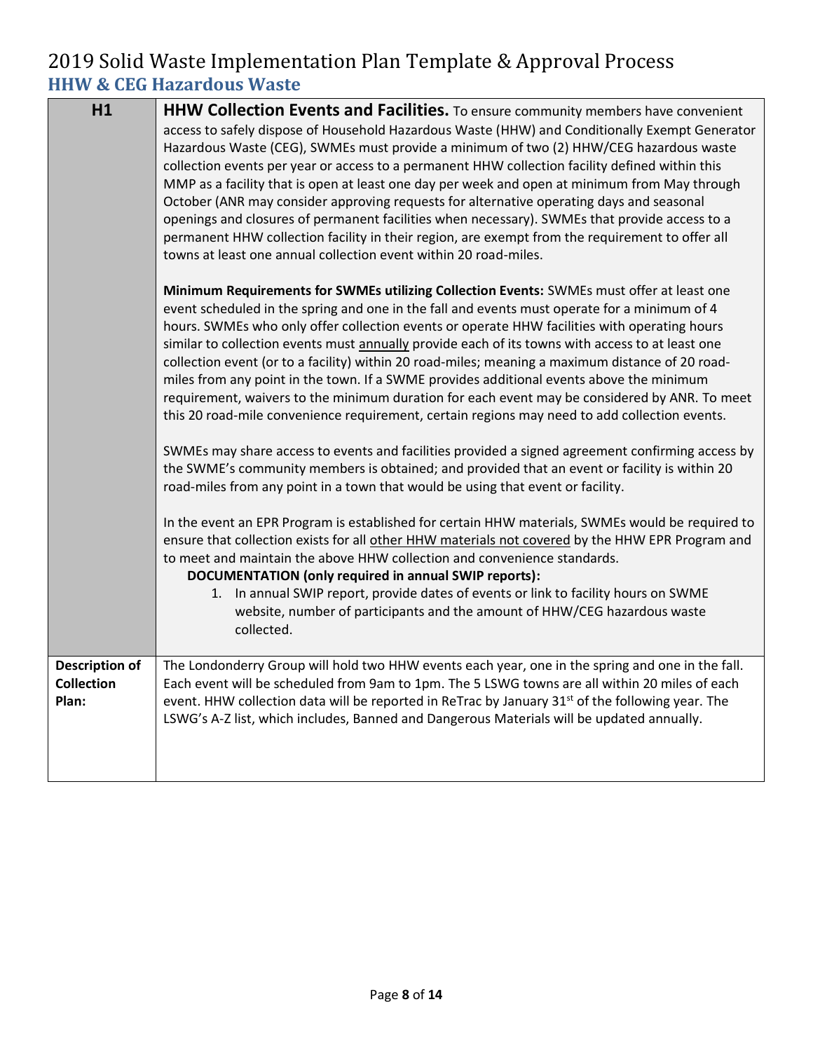# 2019 Solid Waste Implementation Plan Template & Approval Process

## HHW & CEG Hazardous Waste

<table>
<tr>
<td><b>H1</b></td>
<td>
<b>HHW Collection Events and Facilities.</b> To ensure community members have convenient access to safely dispose of Household Hazardous Waste (HHW) and Conditionally Exempt Generator Hazardous Waste (CEG), SWMEs must provide a minimum of two (2) HHW/CEG hazardous waste collection events per year or access to a permanent HHW collection facility defined within this MMP as a facility that is open at least one day per week and open at minimum from May through October (ANR may consider approving requests for alternative operating days and seasonal openings and closures of permanent facilities when necessary). SWMEs that provide access to a permanent HHW collection facility in their region, are exempt from the requirement to offer all towns at least one annual collection event within 20 road-miles.<br><br>
<b>Minimum Requirements for SWMEs utilizing Collection Events:</b> SWMEs must offer at least one event scheduled in the spring and one in the fall and events must operate for a minimum of 4 hours. SWMEs who only offer collection events or operate HHW facilities with operating hours similar to collection events must <u>annually</u> provide each of its towns with access to at least one collection event (or to a facility) within 20 road-miles; meaning a maximum distance of 20 road-miles from any point in the town. If a SWME provides additional events above the minimum requirement, waivers to the minimum duration for each event may be considered by ANR. To meet this 20 road-mile convenience requirement, certain regions may need to add collection events.<br><br>
SWMEs may share access to events and facilities provided a signed agreement confirming access by the SWME's community members is obtained; and provided that an event or facility is within 20 road-miles from any point in a town that would be using that event or facility.<br><br>
In the event an EPR Program is established for certain HHW materials, SWMEs would be required to ensure that collection exists for all <u>other HHW materials not covered</u> by the HHW EPR Program and to meet and maintain the above HHW collection and convenience standards.<br>
<b>DOCUMENTATION (only required in annual SWIP reports):</b><br>
1. In annual SWIP report, provide dates of events or link to facility hours on SWME website, number of participants and the amount of HHW/CEG hazardous waste collected.
</td>
</tr>
<tr>
<td><b>Description of Collection Plan:</b></td>
<td>The Londonderry Group will hold two HHW events each year, one in the spring and one in the fall. Each event will be scheduled from 9am to 1pm. The 5 LSWG towns are all within 20 miles of each event. HHW collection data will be reported in ReTrac by January 31st of the following year. The LSWG's A-Z list, which includes, Banned and Dangerous Materials will be updated annually.</td>
</tr>
</table>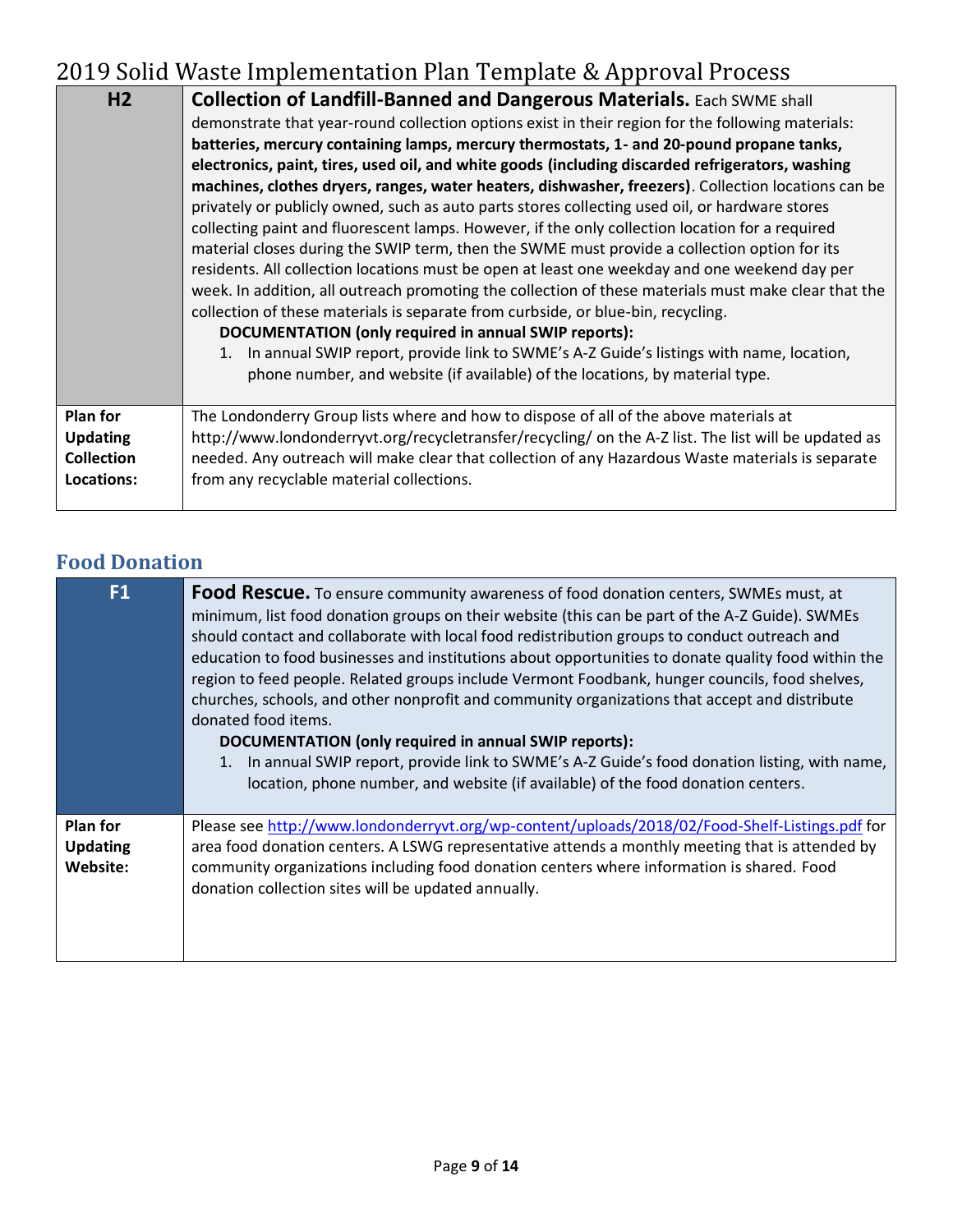| H2 | **Collection of Landfill-Banned and Dangerous Materials.** Each SWME shall demonstrate that year-round collection options exist in their region for the following materials: **batteries, mercury containing lamps, mercury thermostats, 1- and 20-pound propane tanks, electronics, paint, tires, used oil, and white goods (including discarded refrigerators, washing machines, clothes dryers, ranges, water heaters, dishwasher, freezers)**. Collection locations can be privately or publicly owned, such as auto parts stores collecting used oil, or hardware stores collecting paint and fluorescent lamps. However, if the only collection location for a required material closes during the SWIP term, then the SWME must provide a collection option for its residents. All collection locations must be open at least one weekday and one weekend day per week. In addition, all outreach promoting the collection of these materials must make clear that the collection of these materials is separate from curbside, or blue-bin, recycling.<br>**DOCUMENTATION (only required in annual SWIP reports):**<br>1. In annual SWIP report, provide link to SWME's A-Z Guide's listings with name, location, phone number, and website (if available) of the locations, by material type. |
|---|---|
| **Plan for Updating Collection Locations:** | The Londonderry Group lists where and how to dispose of all of the above materials at http://www.londonderryvt.org/recycletransfer/recycling/ on the A-Z list. The list will be updated as needed. Any outreach will make clear that collection of any Hazardous Waste materials is separate from any recyclable material collections. |

## Food Donation

| F1 | **Food Rescue.** To ensure community awareness of food donation centers, SWMEs must, at minimum, list food donation groups on their website (this can be part of the A-Z Guide). SWMEs should contact and collaborate with local food redistribution groups to conduct outreach and education to food businesses and institutions about opportunities to donate quality food within the region to feed people. Related groups include Vermont Foodbank, hunger councils, food shelves, churches, schools, and other nonprofit and community organizations that accept and distribute donated food items.<br>**DOCUMENTATION (only required in annual SWIP reports):**<br>1. In annual SWIP report, provide link to SWME's A-Z Guide's food donation listing, with name, location, phone number, and website (if available) of the food donation centers. |
|---|---|
| **Plan for Updating Website:** | Please see http://www.londonderryvt.org/wp-content/uploads/2018/02/Food-Shelf-Listings.pdf for area food donation centers. A LSWG representative attends a monthly meeting that is attended by community organizations including food donation centers where information is shared. Food donation collection sites will be updated annually. |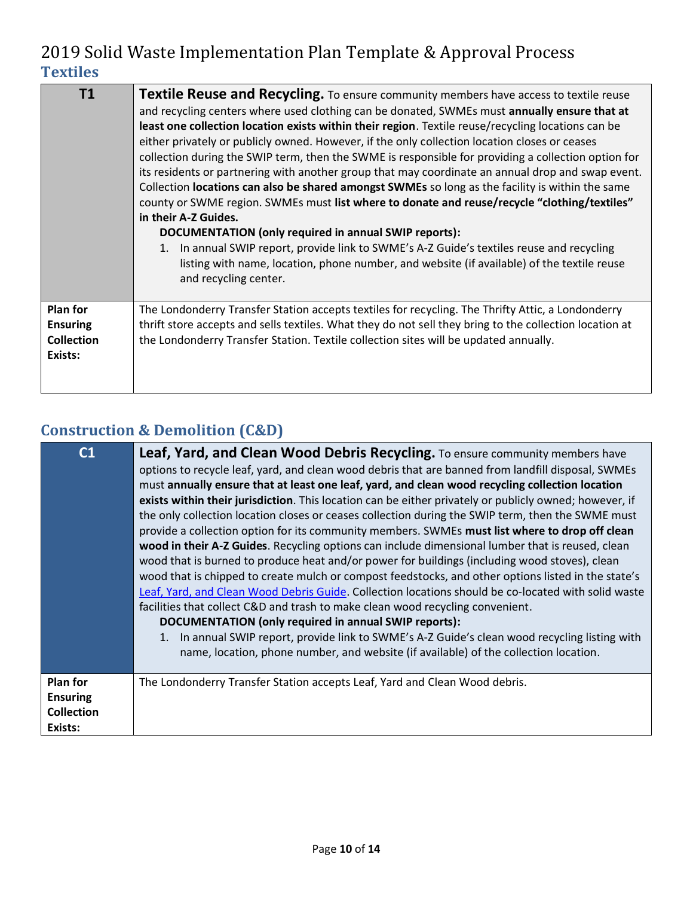## Textiles

| T1 | **Textile Reuse and Recycling.** To ensure community members have access to textile reuse and recycling centers where used clothing can be donated, SWMEs must **annually ensure that at least one collection location exists within their region**. Textile reuse/recycling locations can be either privately or publicly owned. However, if the only collection location closes or ceases collection during the SWIP term, then the SWME is responsible for providing a collection option for its residents or partnering with another group that may coordinate an annual drop and swap event. Collection **locations can also be shared amongst SWMEs** so long as the facility is within the same county or SWME region. SWMEs must **list where to donate and reuse/recycle "clothing/textiles" in their A-Z Guides.** <br> **DOCUMENTATION (only required in annual SWIP reports):** <br> 1. In annual SWIP report, provide link to SWME's A-Z Guide's textiles reuse and recycling listing with name, location, phone number, and website (if available) of the textile reuse and recycling center. |
|---|---|
| **Plan for Ensuring Collection Exists:** | The Londonderry Transfer Station accepts textiles for recycling. The Thrifty Attic, a Londonderry thrift store accepts and sells textiles. What they do not sell they bring to the collection location at the Londonderry Transfer Station. Textile collection sites will be updated annually. |

## Construction & Demolition (C&D)

| C1 | **Leaf, Yard, and Clean Wood Debris Recycling.** To ensure community members have options to recycle leaf, yard, and clean wood debris that are banned from landfill disposal, SWMEs must **annually ensure that at least one leaf, yard, and clean wood recycling collection location exists within their jurisdiction**. This location can be either privately or publicly owned; however, if the only collection location closes or ceases collection during the SWIP term, then the SWME must provide a collection option for its community members. SWMEs **must list where to drop off clean wood in their A-Z Guides**. Recycling options can include dimensional lumber that is reused, clean wood that is burned to produce heat and/or power for buildings (including wood stoves), clean wood that is chipped to create mulch or compost feedstocks, and other options listed in the state's [Leaf, Yard, and Clean Wood Debris Guide](). Collection locations should be co-located with solid waste facilities that collect C&D and trash to make clean wood recycling convenient. <br> **DOCUMENTATION (only required in annual SWIP reports):** <br> 1. In annual SWIP report, provide link to SWME's A-Z Guide's clean wood recycling listing with name, location, phone number, and website (if available) of the collection location. |
|---|---|
| **Plan for Ensuring Collection Exists:** | The Londonderry Transfer Station accepts Leaf, Yard and Clean Wood debris. |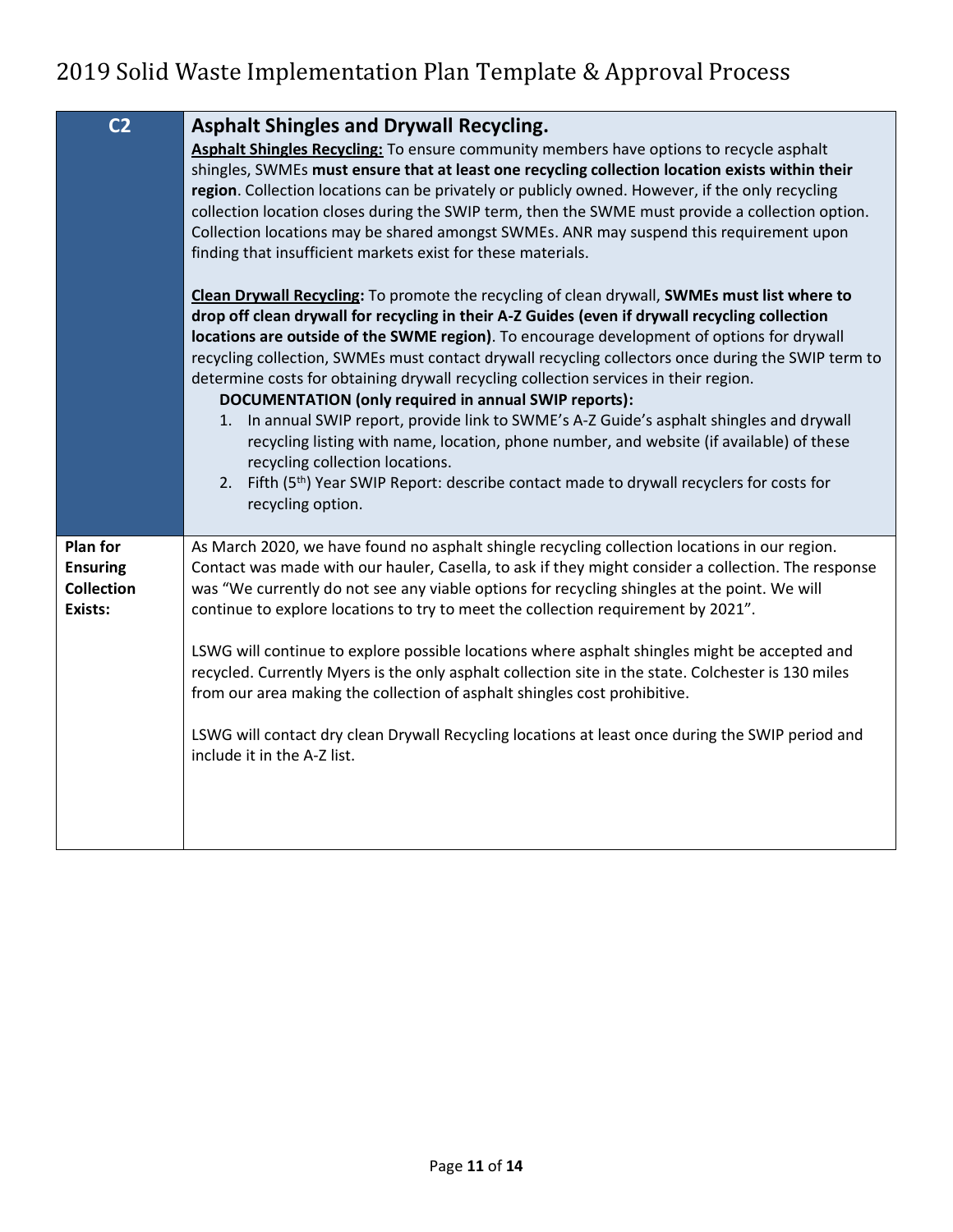| C2 | **Asphalt Shingles and Drywall Recycling.**<br>**Asphalt Shingles Recycling:** To ensure community members have options to recycle asphalt shingles, SWMEs **must ensure that at least one recycling collection location exists within their region**. Collection locations can be privately or publicly owned. However, if the only recycling collection location closes during the SWIP term, then the SWME must provide a collection option. Collection locations may be shared amongst SWMEs. ANR may suspend this requirement upon finding that insufficient markets exist for these materials.<br><br>**Clean Drywall Recycling:** To promote the recycling of clean drywall, **SWMEs must list where to drop off clean drywall for recycling in their A-Z Guides (even if drywall recycling collection locations are outside of the SWME region)**. To encourage development of options for drywall recycling collection, SWMEs must contact drywall recycling collectors once during the SWIP term to determine costs for obtaining drywall recycling collection services in their region.<br>**DOCUMENTATION (only required in annual SWIP reports):**<br>1. In annual SWIP report, provide link to SWME's A-Z Guide's asphalt shingles and drywall recycling listing with name, location, phone number, and website (if available) of these recycling collection locations.<br>2. Fifth (5th) Year SWIP Report: describe contact made to drywall recyclers for costs for recycling option. |
|---|---|
| **Plan for Ensuring Collection Exists:** | As March 2020, we have found no asphalt shingle recycling collection locations in our region. Contact was made with our hauler, Casella, to ask if they might consider a collection. The response was "We currently do not see any viable options for recycling shingles at the point. We will continue to explore locations to try to meet the collection requirement by 2021".<br><br>LSWG will continue to explore possible locations where asphalt shingles might be accepted and recycled. Currently Myers is the only asphalt collection site in the state. Colchester is 130 miles from our area making the collection of asphalt shingles cost prohibitive.<br><br>LSWG will contact dry clean Drywall Recycling locations at least once during the SWIP period and include it in the A-Z list. |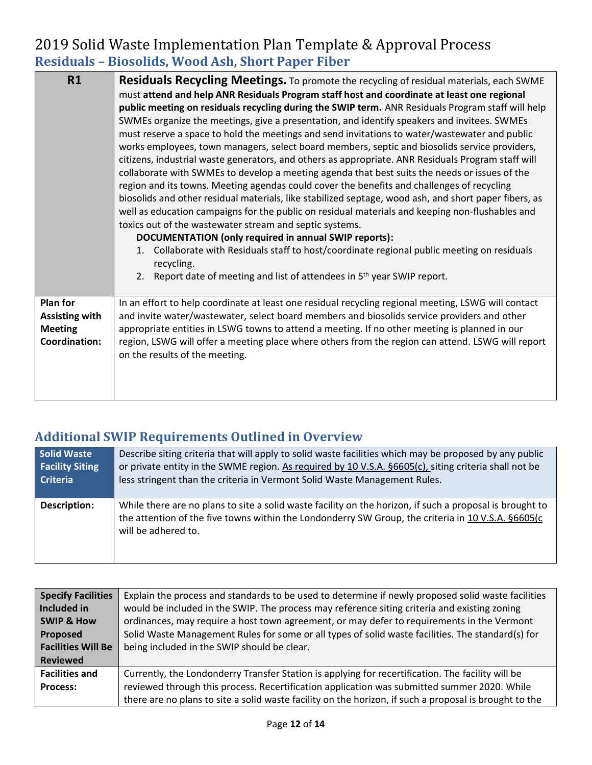# 2019 Solid Waste Implementation Plan Template & Approval Process

## Residuals – Biosolids, Wood Ash, Short Paper Fiber

| R1 | **Residuals Recycling Meetings.** To promote the recycling of residual materials, each SWME must **attend and help ANR Residuals Program staff host and coordinate at least one regional public meeting on residuals recycling during the SWIP term.** ANR Residuals Program staff will help SWMEs organize the meetings, give a presentation, and identify speakers and invitees. SWMEs must reserve a space to hold the meetings and send invitations to water/wastewater and public works employees, town managers, select board members, septic and biosolids service providers, citizens, industrial waste generators, and others as appropriate. ANR Residuals Program staff will collaborate with SWMEs to develop a meeting agenda that best suits the needs or issues of the region and its towns. Meeting agendas could cover the benefits and challenges of recycling biosolids and other residual materials, like stabilized septage, wood ash, and short paper fibers, as well as education campaigns for the public on residual materials and keeping non-flushables and toxics out of the wastewater stream and septic systems.<br>**DOCUMENTATION (only required in annual SWIP reports):**<br>1. Collaborate with Residuals staff to host/coordinate regional public meeting on residuals recycling.<br>2. Report date of meeting and list of attendees in 5th year SWIP report. |
|---|---|
| **Plan for Assisting with Meeting Coordination:** | In an effort to help coordinate at least one residual recycling regional meeting, LSWG will contact and invite water/wastewater, select board members and biosolids service providers and other appropriate entities in LSWG towns to attend a meeting. If no other meeting is planned in our region, LSWG will offer a meeting place where others from the region can attend. LSWG will report on the results of the meeting. |

## Additional SWIP Requirements Outlined in Overview

| **Solid Waste Facility Siting Criteria** | Describe siting criteria that will apply to solid waste facilities which may be proposed by any public or private entity in the SWME region. As required by 10 V.S.A. §6605(c), siting criteria shall not be less stringent than the criteria in Vermont Solid Waste Management Rules. |
|---|---|
| **Description:** | While there are no plans to site a solid waste facility on the horizon, if such a proposal is brought to the attention of the five towns within the Londonderry SW Group, the criteria in 10 V.S.A. §6605(c will be adhered to. |

| **Specify Facilities Included in SWIP & How Proposed Facilities Will Be Reviewed** | Explain the process and standards to be used to determine if newly proposed solid waste facilities would be included in the SWIP. The process may reference siting criteria and existing zoning ordinances, may require a host town agreement, or may defer to requirements in the Vermont Solid Waste Management Rules for some or all types of solid waste facilities. The standard(s) for being included in the SWIP should be clear. |
|---|---|
| **Facilities and Process:** | Currently, the Londonderry Transfer Station is applying for recertification. The facility will be reviewed through this process. Recertification application was submitted summer 2020. While there are no plans to site a solid waste facility on the horizon, if such a proposal is brought to the |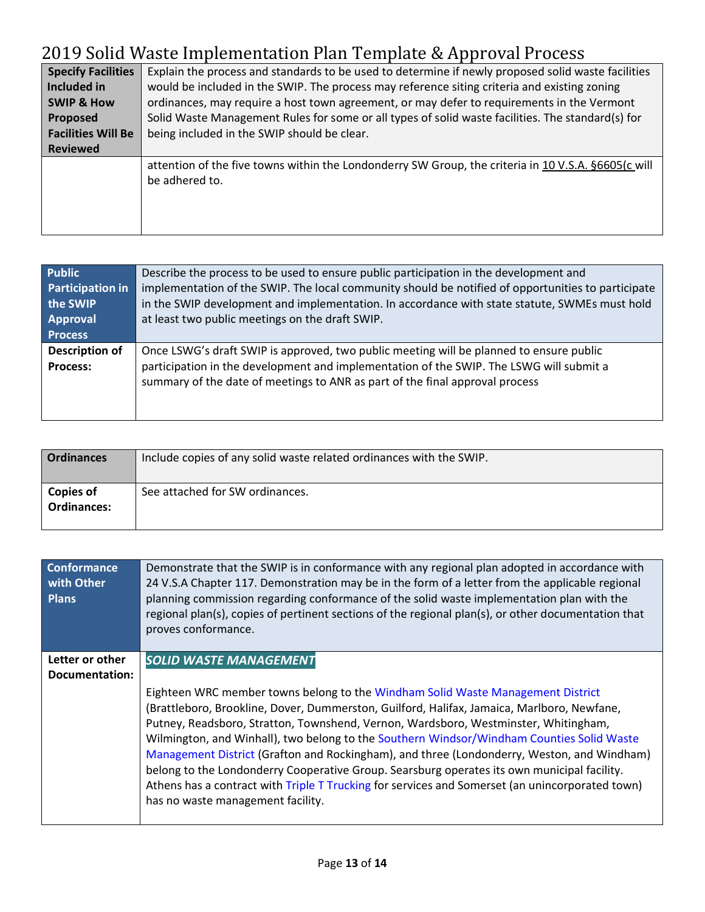# 2019 Solid Waste Implementation Plan Template & Approval Process

| **Specify Facilities Included in SWIP & How Proposed Facilities Will Be Reviewed** | Explain the process and standards to be used to determine if newly proposed solid waste facilities would be included in the SWIP. The process may reference siting criteria and existing zoning ordinances, may require a host town agreement, or may defer to requirements in the Vermont Solid Waste Management Rules for some or all types of solid waste facilities. The standard(s) for being included in the SWIP should be clear. |
|---|---|
| | attention of the five towns within the Londonderry SW Group, the criteria in 10 V.S.A. §6605(c will be adhered to. |

| **Public Participation in the SWIP Approval Process** | Describe the process to be used to ensure public participation in the development and implementation of the SWIP. The local community should be notified of opportunities to participate in the SWIP development and implementation. In accordance with state statute, SWMEs must hold at least two public meetings on the draft SWIP. |
|---|---|
| **Description of Process:** | Once LSWG's draft SWIP is approved, two public meeting will be planned to ensure public participation in the development and implementation of the SWIP. The LSWG will submit a summary of the date of meetings to ANR as part of the final approval process |

| **Ordinances** | Include copies of any solid waste related ordinances with the SWIP. |
|---|---|
| **Copies of Ordinances:** | See attached for SW ordinances. |

| **Conformance with Other Plans** | Demonstrate that the SWIP is in conformance with any regional plan adopted in accordance with 24 V.S.A Chapter 117. Demonstration may be in the form of a letter from the applicable regional planning commission regarding conformance of the solid waste implementation plan with the regional plan(s), copies of pertinent sections of the regional plan(s), or other documentation that proves conformance. |
|---|---|
| **Letter or other Documentation:** | ***SOLID WASTE MANAGEMENT*** <br><br> Eighteen WRC member towns belong to the Windham Solid Waste Management District (Brattleboro, Brookline, Dover, Dummerston, Guilford, Halifax, Jamaica, Marlboro, Newfane, Putney, Readsboro, Stratton, Townshend, Vernon, Wardsboro, Westminster, Whitingham, Wilmington, and Winhall), two belong to the Southern Windsor/Windham Counties Solid Waste Management District (Grafton and Rockingham), and three (Londonderry, Weston, and Windham) belong to the Londonderry Cooperative Group. Searsburg operates its own municipal facility. Athens has a contract with Triple T Trucking for services and Somerset (an unincorporated town) has no waste management facility. |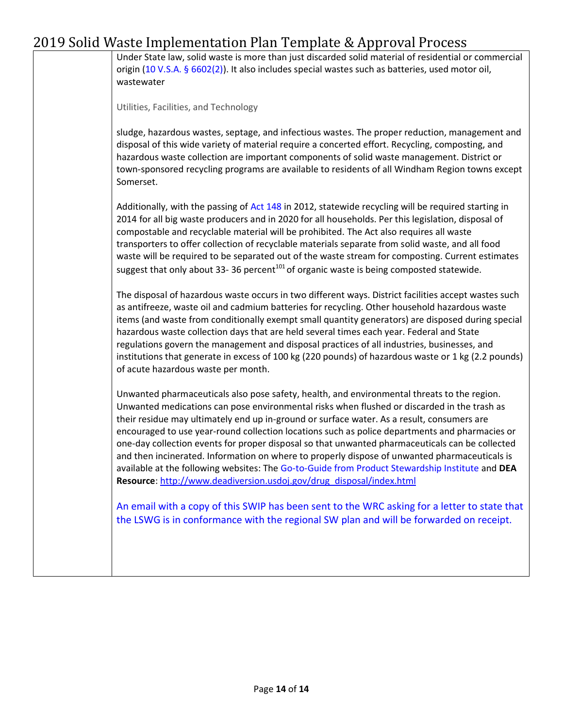| | |
|---|---|
| | Under State law, solid waste is more than just discarded solid material of residential or commercial origin (10 V.S.A. § 6602(2)). It also includes special wastes such as batteries, used motor oil, wastewater<br><br>Utilities, Facilities, and Technology<br><br>sludge, hazardous wastes, septage, and infectious wastes. The proper reduction, management and disposal of this wide variety of material require a concerted effort. Recycling, composting, and hazardous waste collection are important components of solid waste management. District or town-sponsored recycling programs are available to residents of all Windham Region towns except Somerset.<br><br>Additionally, with the passing of Act 148 in 2012, statewide recycling will be required starting in 2014 for all big waste producers and in 2020 for all households. Per this legislation, disposal of compostable and recyclable material will be prohibited. The Act also requires all waste transporters to offer collection of recyclable materials separate from solid waste, and all food waste will be required to be separated out of the waste stream for composting. Current estimates suggest that only about 33- 36 percent[101] of organic waste is being composted statewide.<br><br>The disposal of hazardous waste occurs in two different ways. District facilities accept wastes such as antifreeze, waste oil and cadmium batteries for recycling. Other household hazardous waste items (and waste from conditionally exempt small quantity generators) are disposed during special hazardous waste collection days that are held several times each year. Federal and State regulations govern the management and disposal practices of all industries, businesses, and institutions that generate in excess of 100 kg (220 pounds) of hazardous waste or 1 kg (2.2 pounds) of acute hazardous waste per month.<br><br>Unwanted pharmaceuticals also pose safety, health, and environmental threats to the region. Unwanted medications can pose environmental risks when flushed or discarded in the trash as their residue may ultimately end up in-ground or surface water. As a result, consumers are encouraged to use year-round collection locations such as police departments and pharmacies or one-day collection events for proper disposal so that unwanted pharmaceuticals can be collected and then incinerated. Information on where to properly dispose of unwanted pharmaceuticals is available at the following websites: The Go-to-Guide from Product Stewardship Institute and **DEA Resource**: http://www.deadiversion.usdoj.gov/drug_disposal/index.html<br><br>An email with a copy of this SWIP has been sent to the WRC asking for a letter to state that the LSWG is in conformance with the regional SW plan and will be forwarded on receipt. |